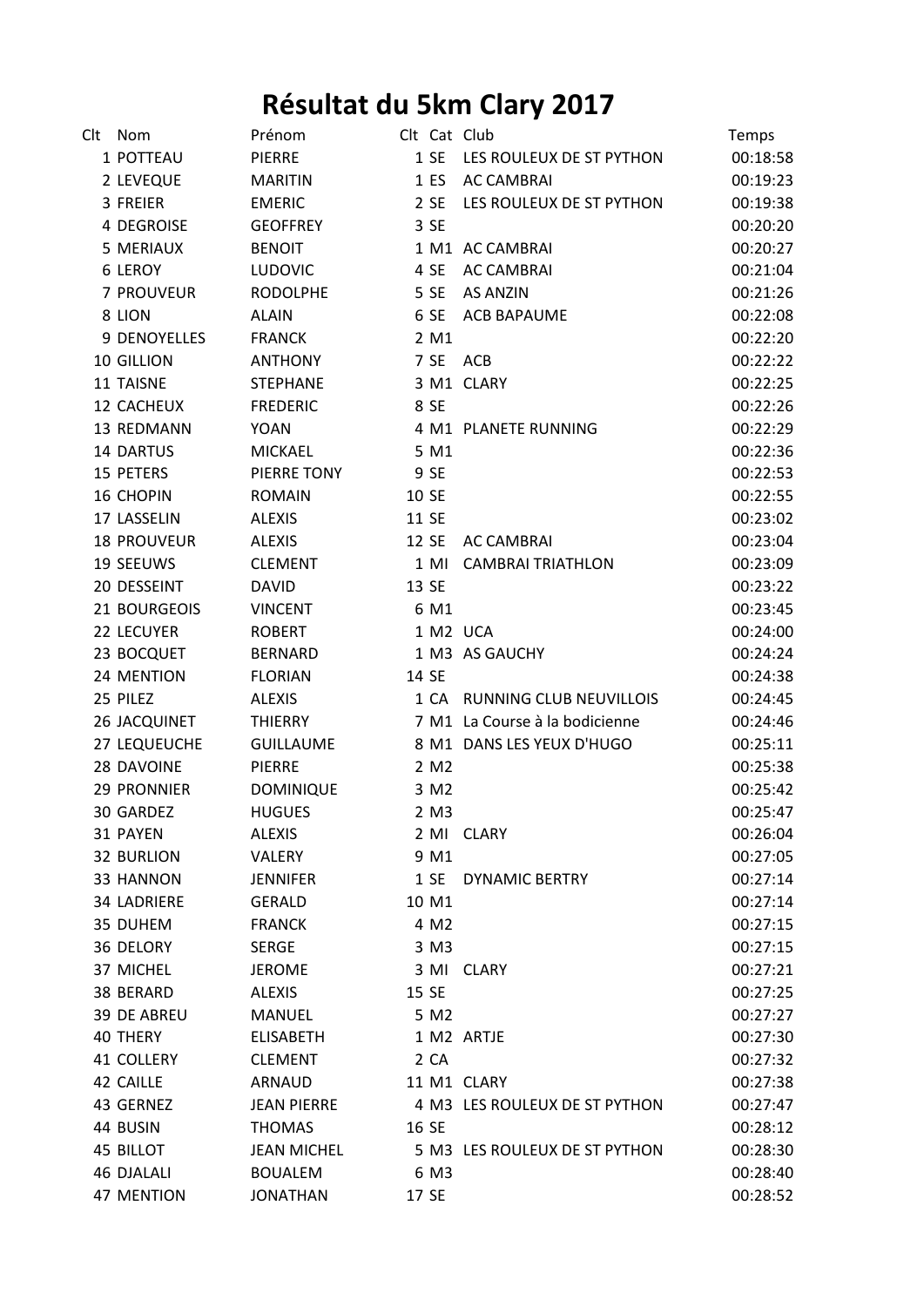# Résultat du 5km Clary 2017

| Clt | Nom | Prénom | Clt | Cat | Club | Temps |
|---|---|---|---|---|---|---|
| 1 | POTTEAU | PIERRE | 1 | SE | LES ROULEUX DE ST PYTHON | 00:18:58 |
| 2 | LEVEQUE | MARITIN | 1 | ES | AC CAMBRAI | 00:19:23 |
| 3 | FREIER | EMERIC | 2 | SE | LES ROULEUX DE ST PYTHON | 00:19:38 |
| 4 | DEGROISE | GEOFFREY | 3 | SE | | 00:20:20 |
| 5 | MERIAUX | BENOIT | 1 | M1 | AC CAMBRAI | 00:20:27 |
| 6 | LEROY | LUDOVIC | 4 | SE | AC CAMBRAI | 00:21:04 |
| 7 | PROUVEUR | RODOLPHE | 5 | SE | AS ANZIN | 00:21:26 |
| 8 | LION | ALAIN | 6 | SE | ACB BAPAUME | 00:22:08 |
| 9 | DENOYELLES | FRANCK | 2 | M1 | | 00:22:20 |
| 10 | GILLION | ANTHONY | 7 | SE | ACB | 00:22:22 |
| 11 | TAISNE | STEPHANE | 3 | M1 | CLARY | 00:22:25 |
| 12 | CACHEUX | FREDERIC | 8 | SE | | 00:22:26 |
| 13 | REDMANN | YOAN | 4 | M1 | PLANETE RUNNING | 00:22:29 |
| 14 | DARTUS | MICKAEL | 5 | M1 | | 00:22:36 |
| 15 | PETERS | PIERRE TONY | 9 | SE | | 00:22:53 |
| 16 | CHOPIN | ROMAIN | 10 | SE | | 00:22:55 |
| 17 | LASSELIN | ALEXIS | 11 | SE | | 00:23:02 |
| 18 | PROUVEUR | ALEXIS | 12 | SE | AC CAMBRAI | 00:23:04 |
| 19 | SEEUWS | CLEMENT | 1 | MI | CAMBRAI TRIATHLON | 00:23:09 |
| 20 | DESSEINT | DAVID | 13 | SE | | 00:23:22 |
| 21 | BOURGEOIS | VINCENT | 6 | M1 | | 00:23:45 |
| 22 | LECUYER | ROBERT | 1 | M2 | UCA | 00:24:00 |
| 23 | BOCQUET | BERNARD | 1 | M3 | AS GAUCHY | 00:24:24 |
| 24 | MENTION | FLORIAN | 14 | SE | | 00:24:38 |
| 25 | PILEZ | ALEXIS | 1 | CA | RUNNING CLUB NEUVILLOIS | 00:24:45 |
| 26 | JACQUINET | THIERRY | 7 | M1 | La Course à la bodicienne | 00:24:46 |
| 27 | LEQUEUCHE | GUILLAUME | 8 | M1 | DANS LES YEUX D'HUGO | 00:25:11 |
| 28 | DAVOINE | PIERRE | 2 | M2 | | 00:25:38 |
| 29 | PRONNIER | DOMINIQUE | 3 | M2 | | 00:25:42 |
| 30 | GARDEZ | HUGUES | 2 | M3 | | 00:25:47 |
| 31 | PAYEN | ALEXIS | 2 | MI | CLARY | 00:26:04 |
| 32 | BURLION | VALERY | 9 | M1 | | 00:27:05 |
| 33 | HANNON | JENNIFER | 1 | SE | DYNAMIC BERTRY | 00:27:14 |
| 34 | LADRIERE | GERALD | 10 | M1 | | 00:27:14 |
| 35 | DUHEM | FRANCK | 4 | M2 | | 00:27:15 |
| 36 | DELORY | SERGE | 3 | M3 | | 00:27:15 |
| 37 | MICHEL | JEROME | 3 | MI | CLARY | 00:27:21 |
| 38 | BERARD | ALEXIS | 15 | SE | | 00:27:25 |
| 39 | DE ABREU | MANUEL | 5 | M2 | | 00:27:27 |
| 40 | THERY | ELISABETH | 1 | M2 | ARTJE | 00:27:30 |
| 41 | COLLERY | CLEMENT | 2 | CA | | 00:27:32 |
| 42 | CAILLE | ARNAUD | 11 | M1 | CLARY | 00:27:38 |
| 43 | GERNEZ | JEAN PIERRE | 4 | M3 | LES ROULEUX DE ST PYTHON | 00:27:47 |
| 44 | BUSIN | THOMAS | 16 | SE | | 00:28:12 |
| 45 | BILLOT | JEAN MICHEL | 5 | M3 | LES ROULEUX DE ST PYTHON | 00:28:30 |
| 46 | DJALALI | BOUALEM | 6 | M3 | | 00:28:40 |
| 47 | MENTION | JONATHAN | 17 | SE | | 00:28:52 |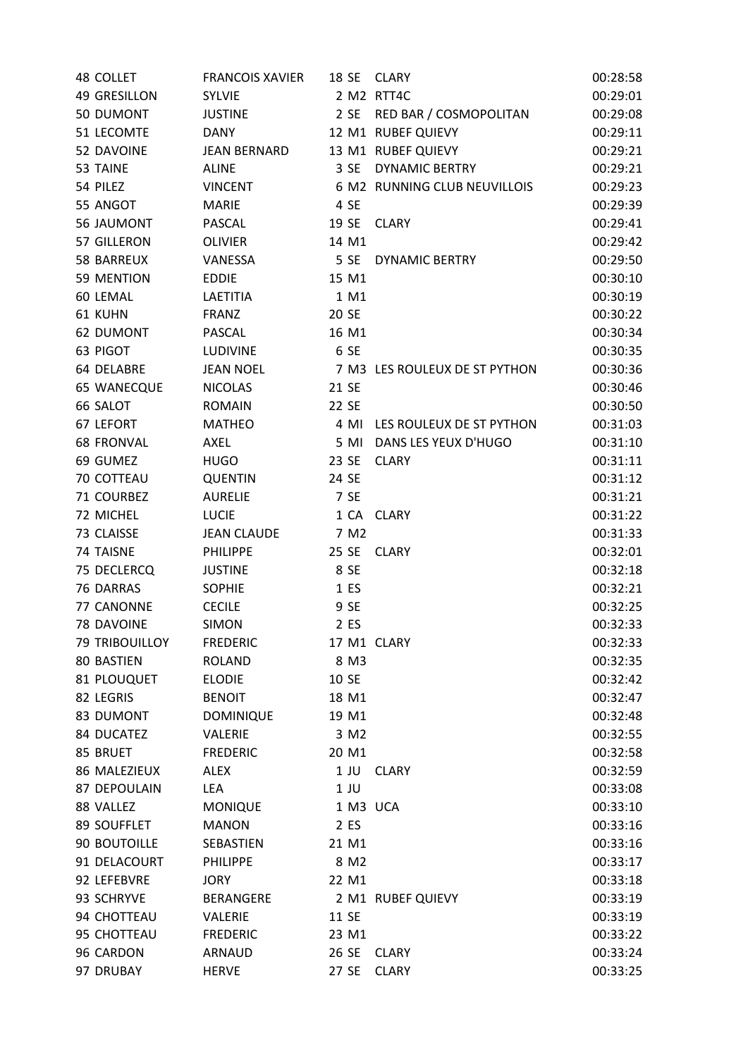| | | | | | | |
|---|---|---|---|---|---|---|
| 48 | COLLET | FRANCOIS XAVIER | 18 | SE | CLARY | 00:28:58 |
| 49 | GRESILLON | SYLVIE | 2 | M2 | RTT4C | 00:29:01 |
| 50 | DUMONT | JUSTINE | 2 | SE | RED BAR / COSMOPOLITAN | 00:29:08 |
| 51 | LECOMTE | DANY | 12 | M1 | RUBEF QUIEVY | 00:29:11 |
| 52 | DAVOINE | JEAN BERNARD | 13 | M1 | RUBEF QUIEVY | 00:29:21 |
| 53 | TAINE | ALINE | 3 | SE | DYNAMIC BERTRY | 00:29:21 |
| 54 | PILEZ | VINCENT | 6 | M2 | RUNNING CLUB NEUVILLOIS | 00:29:23 |
| 55 | ANGOT | MARIE | 4 | SE | | 00:29:39 |
| 56 | JAUMONT | PASCAL | 19 | SE | CLARY | 00:29:41 |
| 57 | GILLERON | OLIVIER | 14 | M1 | | 00:29:42 |
| 58 | BARREUX | VANESSA | 5 | SE | DYNAMIC BERTRY | 00:29:50 |
| 59 | MENTION | EDDIE | 15 | M1 | | 00:30:10 |
| 60 | LEMAL | LAETITIA | 1 | M1 | | 00:30:19 |
| 61 | KUHN | FRANZ | 20 | SE | | 00:30:22 |
| 62 | DUMONT | PASCAL | 16 | M1 | | 00:30:34 |
| 63 | PIGOT | LUDIVINE | 6 | SE | | 00:30:35 |
| 64 | DELABRE | JEAN NOEL | 7 | M3 | LES ROULEUX DE ST PYTHON | 00:30:36 |
| 65 | WANECQUE | NICOLAS | 21 | SE | | 00:30:46 |
| 66 | SALOT | ROMAIN | 22 | SE | | 00:30:50 |
| 67 | LEFORT | MATHEO | 4 | MI | LES ROULEUX DE ST PYTHON | 00:31:03 |
| 68 | FRONVAL | AXEL | 5 | MI | DANS LES YEUX D'HUGO | 00:31:10 |
| 69 | GUMEZ | HUGO | 23 | SE | CLARY | 00:31:11 |
| 70 | COTTEAU | QUENTIN | 24 | SE | | 00:31:12 |
| 71 | COURBEZ | AURELIE | 7 | SE | | 00:31:21 |
| 72 | MICHEL | LUCIE | 1 | CA | CLARY | 00:31:22 |
| 73 | CLAISSE | JEAN CLAUDE | 7 | M2 | | 00:31:33 |
| 74 | TAISNE | PHILIPPE | 25 | SE | CLARY | 00:32:01 |
| 75 | DECLERCQ | JUSTINE | 8 | SE | | 00:32:18 |
| 76 | DARRAS | SOPHIE | 1 | ES | | 00:32:21 |
| 77 | CANONNE | CECILE | 9 | SE | | 00:32:25 |
| 78 | DAVOINE | SIMON | 2 | ES | | 00:32:33 |
| 79 | TRIBOUILLOY | FREDERIC | 17 | M1 | CLARY | 00:32:33 |
| 80 | BASTIEN | ROLAND | 8 | M3 | | 00:32:35 |
| 81 | PLOUQUET | ELODIE | 10 | SE | | 00:32:42 |
| 82 | LEGRIS | BENOIT | 18 | M1 | | 00:32:47 |
| 83 | DUMONT | DOMINIQUE | 19 | M1 | | 00:32:48 |
| 84 | DUCATEZ | VALERIE | 3 | M2 | | 00:32:55 |
| 85 | BRUET | FREDERIC | 20 | M1 | | 00:32:58 |
| 86 | MALEZIEUX | ALEX | 1 | JU | CLARY | 00:32:59 |
| 87 | DEPOULAIN | LEA | 1 | JU | | 00:33:08 |
| 88 | VALLEZ | MONIQUE | 1 | M3 | UCA | 00:33:10 |
| 89 | SOUFFLET | MANON | 2 | ES | | 00:33:16 |
| 90 | BOUTOILLE | SEBASTIEN | 21 | M1 | | 00:33:16 |
| 91 | DELACOURT | PHILIPPE | 8 | M2 | | 00:33:17 |
| 92 | LEFEBVRE | JORY | 22 | M1 | | 00:33:18 |
| 93 | SCHRYVE | BERANGERE | 2 | M1 | RUBEF QUIEVY | 00:33:19 |
| 94 | CHOTTEAU | VALERIE | 11 | SE | | 00:33:19 |
| 95 | CHOTTEAU | FREDERIC | 23 | M1 | | 00:33:22 |
| 96 | CARDON | ARNAUD | 26 | SE | CLARY | 00:33:24 |
| 97 | DRUBAY | HERVE | 27 | SE | CLARY | 00:33:25 |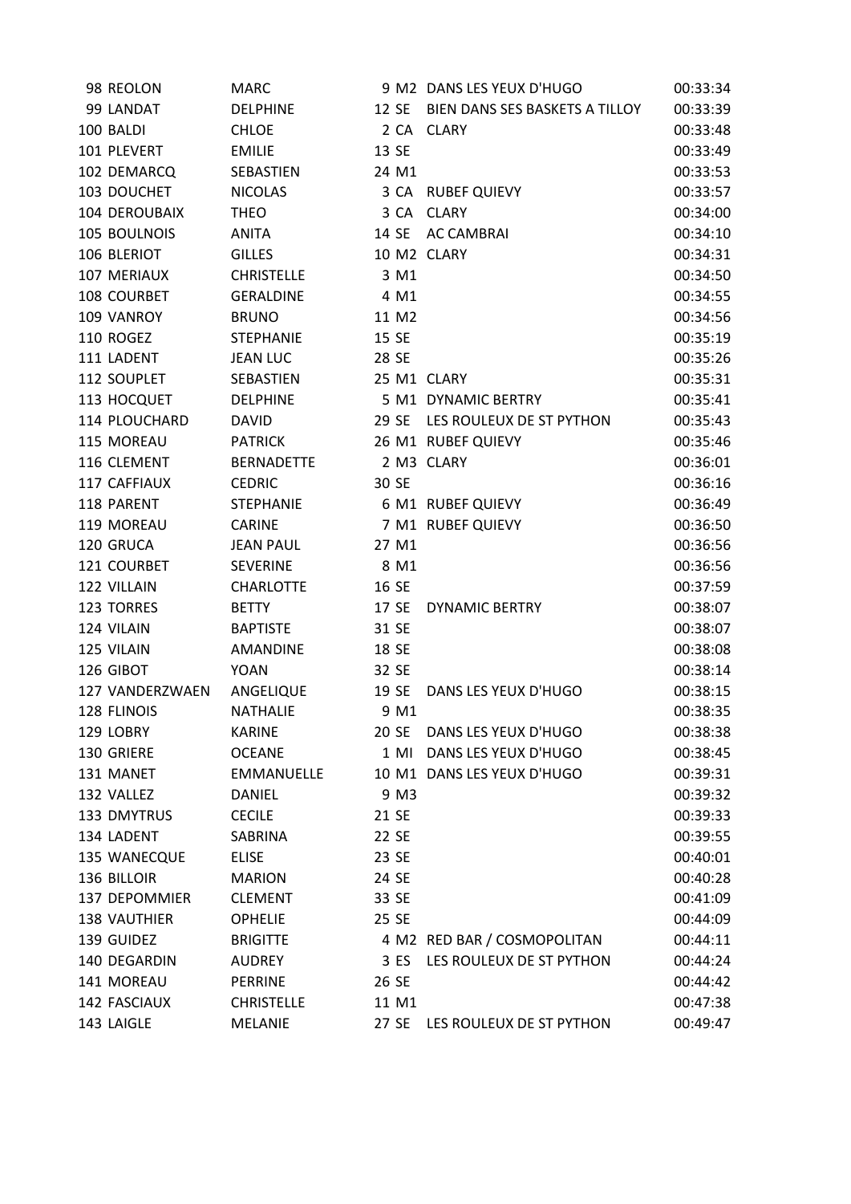| | | | | | | |
|---|---|---|---|---|---|---|
| 98 | REOLON | MARC | 9 | M2 | DANS LES YEUX D'HUGO | 00:33:34 |
| 99 | LANDAT | DELPHINE | 12 | SE | BIEN DANS SES BASKETS A TILLOY | 00:33:39 |
| 100 | BALDI | CHLOE | 2 | CA | CLARY | 00:33:48 |
| 101 | PLEVERT | EMILIE | 13 | SE | | 00:33:49 |
| 102 | DEMARCQ | SEBASTIEN | 24 | M1 | | 00:33:53 |
| 103 | DOUCHET | NICOLAS | 3 | CA | RUBEF QUIEVY | 00:33:57 |
| 104 | DEROUBAIX | THEO | 3 | CA | CLARY | 00:34:00 |
| 105 | BOULNOIS | ANITA | 14 | SE | AC CAMBRAI | 00:34:10 |
| 106 | BLERIOT | GILLES | 10 | M2 | CLARY | 00:34:31 |
| 107 | MERIAUX | CHRISTELLE | 3 | M1 | | 00:34:50 |
| 108 | COURBET | GERALDINE | 4 | M1 | | 00:34:55 |
| 109 | VANROY | BRUNO | 11 | M2 | | 00:34:56 |
| 110 | ROGEZ | STEPHANIE | 15 | SE | | 00:35:19 |
| 111 | LADENT | JEAN LUC | 28 | SE | | 00:35:26 |
| 112 | SOUPLET | SEBASTIEN | 25 | M1 | CLARY | 00:35:31 |
| 113 | HOCQUET | DELPHINE | 5 | M1 | DYNAMIC BERTRY | 00:35:41 |
| 114 | PLOUCHARD | DAVID | 29 | SE | LES ROULEUX DE ST PYTHON | 00:35:43 |
| 115 | MOREAU | PATRICK | 26 | M1 | RUBEF QUIEVY | 00:35:46 |
| 116 | CLEMENT | BERNADETTE | 2 | M3 | CLARY | 00:36:01 |
| 117 | CAFFIAUX | CEDRIC | 30 | SE | | 00:36:16 |
| 118 | PARENT | STEPHANIE | 6 | M1 | RUBEF QUIEVY | 00:36:49 |
| 119 | MOREAU | CARINE | 7 | M1 | RUBEF QUIEVY | 00:36:50 |
| 120 | GRUCA | JEAN PAUL | 27 | M1 | | 00:36:56 |
| 121 | COURBET | SEVERINE | 8 | M1 | | 00:36:56 |
| 122 | VILLAIN | CHARLOTTE | 16 | SE | | 00:37:59 |
| 123 | TORRES | BETTY | 17 | SE | DYNAMIC BERTRY | 00:38:07 |
| 124 | VILAIN | BAPTISTE | 31 | SE | | 00:38:07 |
| 125 | VILAIN | AMANDINE | 18 | SE | | 00:38:08 |
| 126 | GIBOT | YOAN | 32 | SE | | 00:38:14 |
| 127 | VANDERZWAEN | ANGELIQUE | 19 | SE | DANS LES YEUX D'HUGO | 00:38:15 |
| 128 | FLINOIS | NATHALIE | 9 | M1 | | 00:38:35 |
| 129 | LOBRY | KARINE | 20 | SE | DANS LES YEUX D'HUGO | 00:38:38 |
| 130 | GRIERE | OCEANE | 1 | MI | DANS LES YEUX D'HUGO | 00:38:45 |
| 131 | MANET | EMMANUELLE | 10 | M1 | DANS LES YEUX D'HUGO | 00:39:31 |
| 132 | VALLEZ | DANIEL | 9 | M3 | | 00:39:32 |
| 133 | DMYTRUS | CECILE | 21 | SE | | 00:39:33 |
| 134 | LADENT | SABRINA | 22 | SE | | 00:39:55 |
| 135 | WANECQUE | ELISE | 23 | SE | | 00:40:01 |
| 136 | BILLOIR | MARION | 24 | SE | | 00:40:28 |
| 137 | DEPOMMIER | CLEMENT | 33 | SE | | 00:41:09 |
| 138 | VAUTHIER | OPHELIE | 25 | SE | | 00:44:09 |
| 139 | GUIDEZ | BRIGITTE | 4 | M2 | RED BAR / COSMOPOLITAN | 00:44:11 |
| 140 | DEGARDIN | AUDREY | 3 | ES | LES ROULEUX DE ST PYTHON | 00:44:24 |
| 141 | MOREAU | PERRINE | 26 | SE | | 00:44:42 |
| 142 | FASCIAUX | CHRISTELLE | 11 | M1 | | 00:47:38 |
| 143 | LAIGLE | MELANIE | 27 | SE | LES ROULEUX DE ST PYTHON | 00:49:47 |